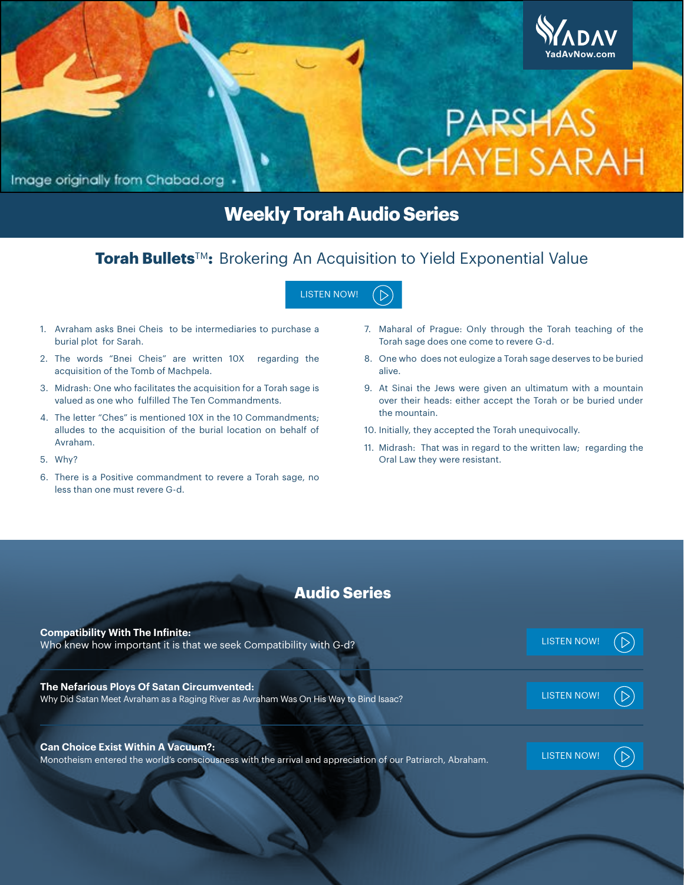YADAV
YadAvNow.com

PARSHAS CHAYEI SARAH

Image originally from Chabad.org

# Weekly Torah Audio Series

## Torah Bullets™: Brokering An Acquisition to Yield Exponential Value

LISTEN NOW!

1. Avraham asks Bnei Cheis to be intermediaries to purchase a burial plot for Sarah.
2. The words "Bnei Cheis" are written 10X regarding the acquisition of the Tomb of Machpela.
3. Midrash: One who facilitates the acquisition for a Torah sage is valued as one who fulfilled The Ten Commandments.
4. The letter "Ches" is mentioned 10X in the 10 Commandments; alludes to the acquisition of the burial location on behalf of Avraham.
5. Why?
6. There is a Positive commandment to revere a Torah sage, no less than one must revere G-d.
7. Maharal of Prague: Only through the Torah teaching of the Torah sage does one come to revere G-d.
8. One who does not eulogize a Torah sage deserves to be buried alive.
9. At Sinai the Jews were given an ultimatum with a mountain over their heads: either accept the Torah or be buried under the mountain.
10. Initially, they accepted the Torah unequivocally.
11. Midrash: That was in regard to the written law; regarding the Oral Law they were resistant.

## Audio Series

**Compatibility With The Infinite:**
Who knew how important it is that we seek Compatibility with G-d?

LISTEN NOW!

**The Nefarious Ploys Of Satan Circumvented:**
Why Did Satan Meet Avraham as a Raging River as Avraham Was On His Way to Bind Isaac?

LISTEN NOW!

**Can Choice Exist Within A Vacuum?:**
Monotheism entered the world's consciousness with the arrival and appreciation of our Patriarch, Abraham.

LISTEN NOW!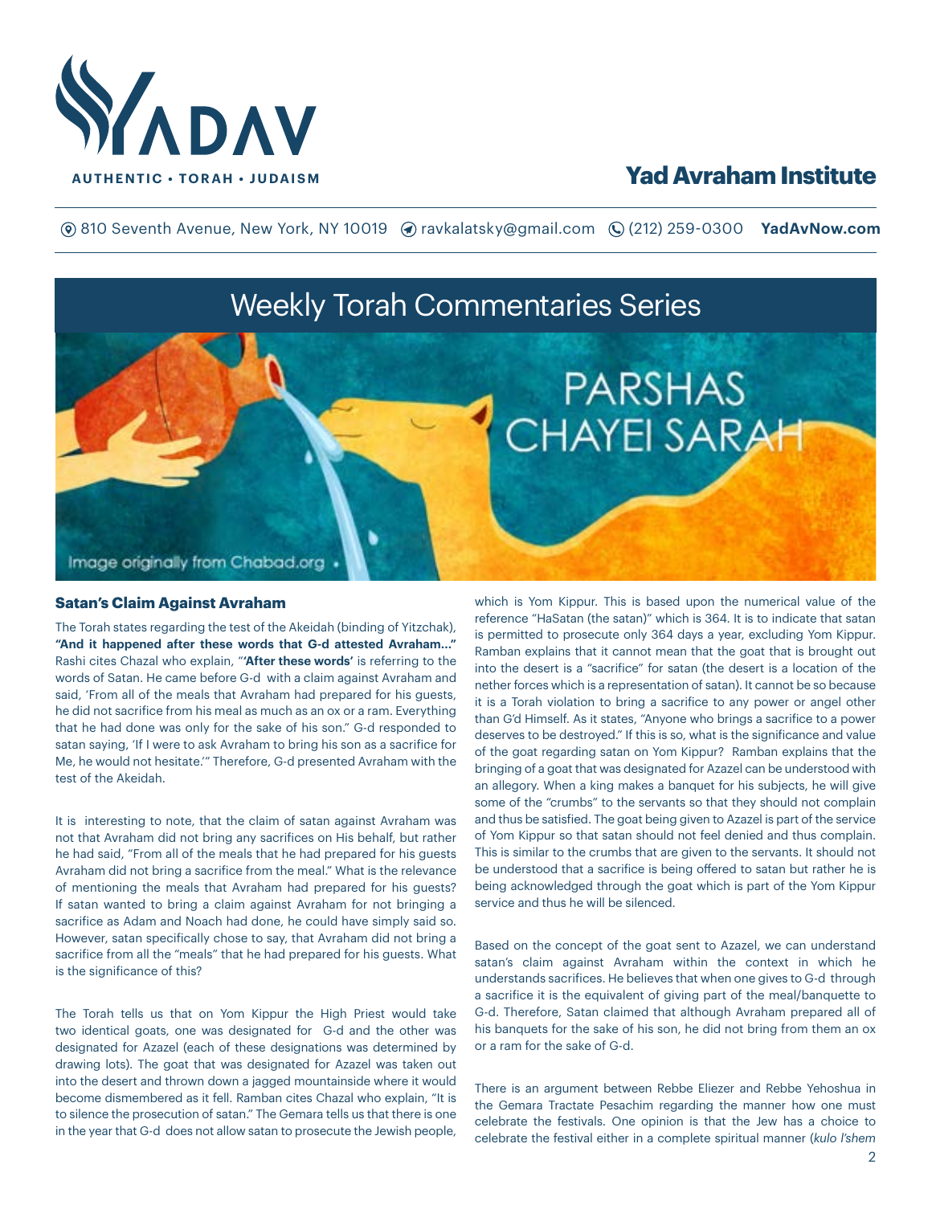# YADAV

AUTHENTIC • TORAH • JUDAISM

## Yad Avraham Institute

810 Seventh Avenue, New York, NY 10019 ravkalatsky@gmail.com (212) 259-0300 **YadAvNow.com**

## Weekly Torah Commentaries Series

PARSHAS CHAYEI SARAH

Image originally from Chabad.org

### Satan's Claim Against Avraham

The Torah states regarding the test of the Akeidah (binding of Yitzchak), **"And it happened after these words that G-d attested Avraham…"** Rashi cites Chazal who explain, "'**After these words'** is referring to the words of Satan. He came before G-d with a claim against Avraham and said, 'From all of the meals that Avraham had prepared for his guests, he did not sacrifice from his meal as much as an ox or a ram. Everything that he had done was only for the sake of his son." G-d responded to satan saying, 'If I were to ask Avraham to bring his son as a sacrifice for Me, he would not hesitate.'" Therefore, G-d presented Avraham with the test of the Akeidah.

It is interesting to note, that the claim of satan against Avraham was not that Avraham did not bring any sacrifices on His behalf, but rather he had said, "From all of the meals that he had prepared for his guests Avraham did not bring a sacrifice from the meal." What is the relevance of mentioning the meals that Avraham had prepared for his guests? If satan wanted to bring a claim against Avraham for not bringing a sacrifice as Adam and Noach had done, he could have simply said so. However, satan specifically chose to say, that Avraham did not bring a sacrifice from all the "meals" that he had prepared for his guests. What is the significance of this?

The Torah tells us that on Yom Kippur the High Priest would take two identical goats, one was designated for G-d and the other was designated for Azazel (each of these designations was determined by drawing lots). The goat that was designated for Azazel was taken out into the desert and thrown down a jagged mountainside where it would become dismembered as it fell. Ramban cites Chazal who explain, "It is to silence the prosecution of satan." The Gemara tells us that there is one in the year that G-d does not allow satan to prosecute the Jewish people, which is Yom Kippur. This is based upon the numerical value of the reference "HaSatan (the satan)" which is 364. It is to indicate that satan is permitted to prosecute only 364 days a year, excluding Yom Kippur. Ramban explains that it cannot mean that the goat that is brought out into the desert is a "sacrifice" for satan (the desert is a location of the nether forces which is a representation of satan). It cannot be so because it is a Torah violation to bring a sacrifice to any power or angel other than G'd Himself. As it states, "Anyone who brings a sacrifice to a power deserves to be destroyed." If this is so, what is the significance and value of the goat regarding satan on Yom Kippur? Ramban explains that the bringing of a goat that was designated for Azazel can be understood with an allegory. When a king makes a banquet for his subjects, he will give some of the "crumbs" to the servants so that they should not complain and thus be satisfied. The goat being given to Azazel is part of the service of Yom Kippur so that satan should not feel denied and thus complain. This is similar to the crumbs that are given to the servants. It should not be understood that a sacrifice is being offered to satan but rather he is being acknowledged through the goat which is part of the Yom Kippur service and thus he will be silenced.

Based on the concept of the goat sent to Azazel, we can understand satan's claim against Avraham within the context in which he understands sacrifices. He believes that when one gives to G-d through a sacrifice it is the equivalent of giving part of the meal/banquette to G-d. Therefore, Satan claimed that although Avraham prepared all of his banquets for the sake of his son, he did not bring from them an ox or a ram for the sake of G-d.

There is an argument between Rebbe Eliezer and Rebbe Yehoshua in the Gemara Tractate Pesachim regarding the manner how one must celebrate the festivals. One opinion is that the Jew has a choice to celebrate the festival either in a complete spiritual manner (*kulo l'shem*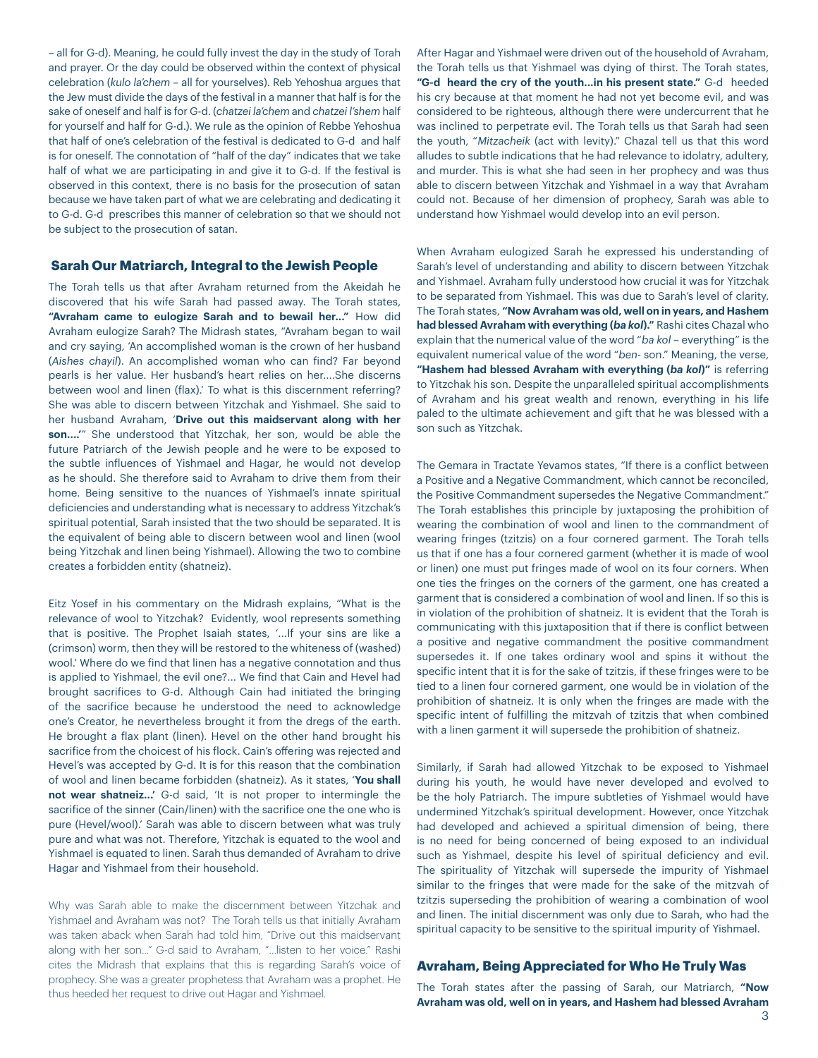– all for G-d). Meaning, he could fully invest the day in the study of Torah and prayer. Or the day could be observed within the context of physical celebration (*kulo la'chem* – all for yourselves). Reb Yehoshua argues that the Jew must divide the days of the festival in a manner that half is for the sake of oneself and half is for G-d. (*chatzei la'chem* and *chatzei l'shem* half for yourself and half for G-d.). We rule as the opinion of Rebbe Yehoshua that half of one's celebration of the festival is dedicated to G-d and half is for oneself. The connotation of "half of the day" indicates that we take half of what we are participating in and give it to G-d. If the festival is observed in this context, there is no basis for the prosecution of satan because we have taken part of what we are celebrating and dedicating it to G-d. G-d prescribes this manner of celebration so that we should not be subject to the prosecution of satan.

## Sarah Our Matriarch, Integral to the Jewish People

The Torah tells us that after Avraham returned from the Akeidah he discovered that his wife Sarah had passed away. The Torah states, **"Avraham came to eulogize Sarah and to bewail her..."** How did Avraham eulogize Sarah? The Midrash states, "Avraham began to wail and cry saying, 'An accomplished woman is the crown of her husband (*Aishes chayil*). An accomplished woman who can find? Far beyond pearls is her value. Her husband's heart relies on her....She discerns between wool and linen (flax).' To what is this discernment referring? She was able to discern between Yitzchak and Yishmael. She said to her husband Avraham, '**Drive out this maidservant along with her son....'**" She understood that Yitzchak, her son, would be able the future Patriarch of the Jewish people and he were to be exposed to the subtle influences of Yishmael and Hagar, he would not develop as he should. She therefore said to Avraham to drive them from their home. Being sensitive to the nuances of Yishmael's innate spiritual deficiencies and understanding what is necessary to address Yitzchak's spiritual potential, Sarah insisted that the two should be separated. It is the equivalent of being able to discern between wool and linen (wool being Yitzchak and linen being Yishmael). Allowing the two to combine creates a forbidden entity (shatneiz).

Eitz Yosef in his commentary on the Midrash explains, "What is the relevance of wool to Yitzchak? Evidently, wool represents something that is positive. The Prophet Isaiah states, '...If your sins are like a (crimson) worm, then they will be restored to the whiteness of (washed) wool.' Where do we find that linen has a negative connotation and thus is applied to Yishmael, the evil one?... We find that Cain and Hevel had brought sacrifices to G-d. Although Cain had initiated the bringing of the sacrifice because he understood the need to acknowledge one's Creator, he nevertheless brought it from the dregs of the earth. He brought a flax plant (linen). Hevel on the other hand brought his sacrifice from the choicest of his flock. Cain's offering was rejected and Hevel's was accepted by G-d. It is for this reason that the combination of wool and linen became forbidden (shatneiz). As it states, '**You shall not wear shatneiz...'** G-d said, 'It is not proper to intermingle the sacrifice of the sinner (Cain/linen) with the sacrifice one the one who is pure (Hevel/wool).' Sarah was able to discern between what was truly pure and what was not. Therefore, Yitzchak is equated to the wool and Yishmael is equated to linen. Sarah thus demanded of Avraham to drive Hagar and Yishmael from their household.

Why was Sarah able to make the discernment between Yitzchak and Yishmael and Avraham was not? The Torah tells us that initially Avraham was taken aback when Sarah had told him, "Drive out this maidservant along with her son..." G-d said to Avraham, "...listen to her voice." Rashi cites the Midrash that explains that this is regarding Sarah's voice of prophecy. She was a greater prophetess that Avraham was a prophet. He thus heeded her request to drive out Hagar and Yishmael.

After Hagar and Yishmael were driven out of the household of Avraham, the Torah tells us that Yishmael was dying of thirst. The Torah states, **"G-d heard the cry of the youth...in his present state."** G-d heeded his cry because at that moment he had not yet become evil, and was considered to be righteous, although there were undercurrent that he was inclined to perpetrate evil. The Torah tells us that Sarah had seen the youth, "*Mitzacheik* (act with levity)." Chazal tell us that this word alludes to subtle indications that he had relevance to idolatry, adultery, and murder. This is what she had seen in her prophecy and was thus able to discern between Yitzchak and Yishmael in a way that Avraham could not. Because of her dimension of prophecy, Sarah was able to understand how Yishmael would develop into an evil person.

When Avraham eulogized Sarah he expressed his understanding of Sarah's level of understanding and ability to discern between Yitzchak and Yishmael. Avraham fully understood how crucial it was for Yitzchak to be separated from Yishmael. This was due to Sarah's level of clarity. The Torah states, **"Now Avraham was old, well on in years, and Hashem had blessed Avraham with everything (*ba kol*)."** Rashi cites Chazal who explain that the numerical value of the word "*ba kol* – everything" is the equivalent numerical value of the word "*ben*- son." Meaning, the verse, **"Hashem had blessed Avraham with everything (*ba kol*)"** is referring to Yitzchak his son. Despite the unparalleled spiritual accomplishments of Avraham and his great wealth and renown, everything in his life paled to the ultimate achievement and gift that he was blessed with a son such as Yitzchak.

The Gemara in Tractate Yevamos states, "If there is a conflict between a Positive and a Negative Commandment, which cannot be reconciled, the Positive Commandment supersedes the Negative Commandment." The Torah establishes this principle by juxtaposing the prohibition of wearing the combination of wool and linen to the commandment of wearing fringes (tzitzis) on a four cornered garment. The Torah tells us that if one has a four cornered garment (whether it is made of wool or linen) one must put fringes made of wool on its four corners. When one ties the fringes on the corners of the garment, one has created a garment that is considered a combination of wool and linen. If so this is in violation of the prohibition of shatneiz. It is evident that the Torah is communicating with this juxtaposition that if there is conflict between a positive and negative commandment the positive commandment supersedes it. If one takes ordinary wool and spins it without the specific intent that it is for the sake of tzitzis, if these fringes were to be tied to a linen four cornered garment, one would be in violation of the prohibition of shatneiz. It is only when the fringes are made with the specific intent of fulfilling the mitzvah of tzitzis that when combined with a linen garment it will supersede the prohibition of shatneiz.

Similarly, if Sarah had allowed Yitzchak to be exposed to Yishmael during his youth, he would have never developed and evolved to be the holy Patriarch. The impure subtleties of Yishmael would have undermined Yitzchak's spiritual development. However, once Yitzchak had developed and achieved a spiritual dimension of being, there is no need for being concerned of being exposed to an individual such as Yishmael, despite his level of spiritual deficiency and evil. The spirituality of Yitzchak will supersede the impurity of Yishmael similar to the fringes that were made for the sake of the mitzvah of tzitzis superseding the prohibition of wearing a combination of wool and linen. The initial discernment was only due to Sarah, who had the spiritual capacity to be sensitive to the spiritual impurity of Yishmael.

## Avraham, Being Appreciated for Who He Truly Was

The Torah states after the passing of Sarah, our Matriarch, **"Now Avraham was old, well on in years, and Hashem had blessed Avraham**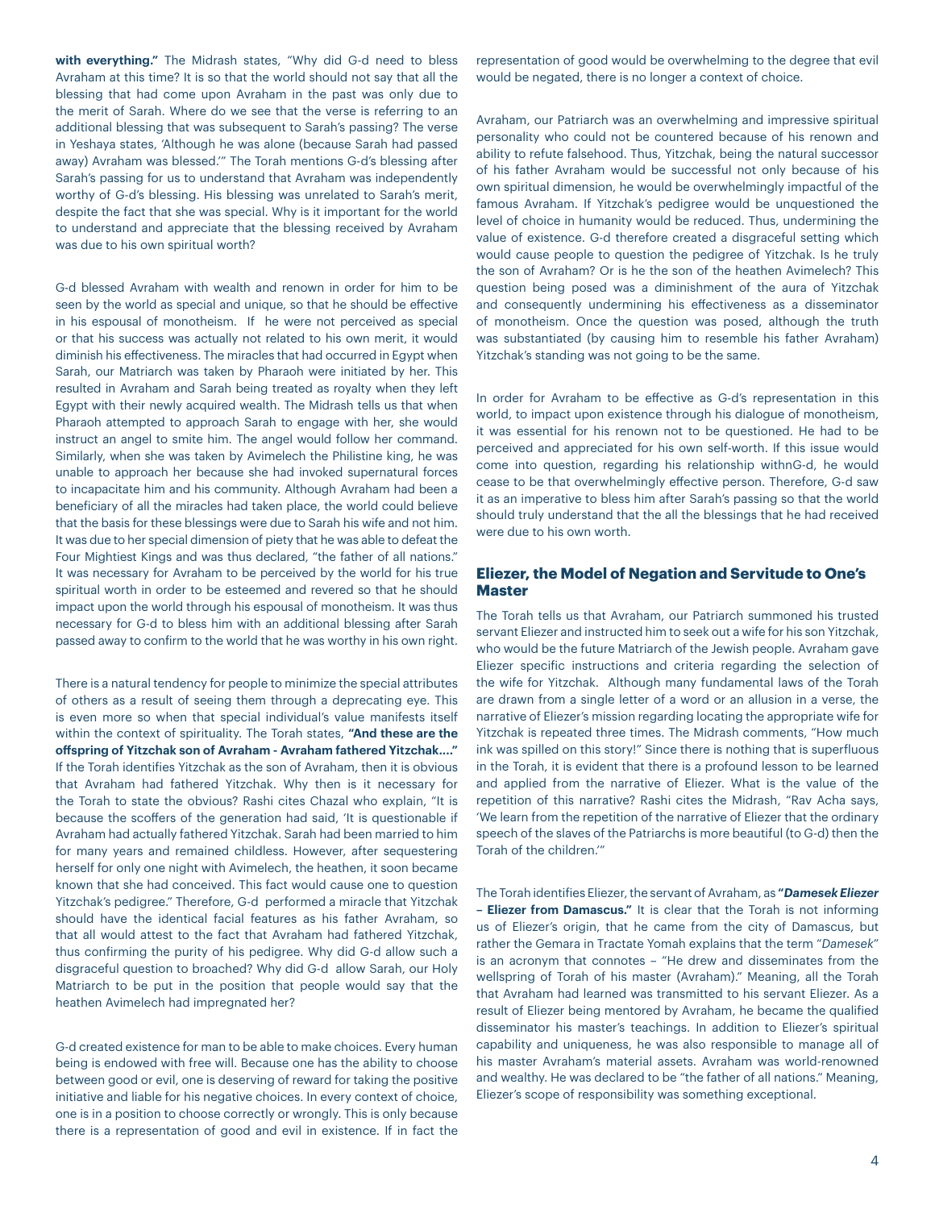**with everything."** The Midrash states, "Why did G-d need to bless Avraham at this time? It is so that the world should not say that all the blessing that had come upon Avraham in the past was only due to the merit of Sarah. Where do we see that the verse is referring to an additional blessing that was subsequent to Sarah's passing? The verse in Yeshaya states, 'Although he was alone (because Sarah had passed away) Avraham was blessed.'" The Torah mentions G-d's blessing after Sarah's passing for us to understand that Avraham was independently worthy of G-d's blessing. His blessing was unrelated to Sarah's merit, despite the fact that she was special. Why is it important for the world to understand and appreciate that the blessing received by Avraham was due to his own spiritual worth?

G-d blessed Avraham with wealth and renown in order for him to be seen by the world as special and unique, so that he should be effective in his espousal of monotheism. If he were not perceived as special or that his success was actually not related to his own merit, it would diminish his effectiveness. The miracles that had occurred in Egypt when Sarah, our Matriarch was taken by Pharaoh were initiated by her. This resulted in Avraham and Sarah being treated as royalty when they left Egypt with their newly acquired wealth. The Midrash tells us that when Pharaoh attempted to approach Sarah to engage with her, she would instruct an angel to smite him. The angel would follow her command. Similarly, when she was taken by Avimelech the Philistine king, he was unable to approach her because she had invoked supernatural forces to incapacitate him and his community. Although Avraham had been a beneficiary of all the miracles had taken place, the world could believe that the basis for these blessings were due to Sarah his wife and not him. It was due to her special dimension of piety that he was able to defeat the Four Mightiest Kings and was thus declared, "the father of all nations." It was necessary for Avraham to be perceived by the world for his true spiritual worth in order to be esteemed and revered so that he should impact upon the world through his espousal of monotheism. It was thus necessary for G-d to bless him with an additional blessing after Sarah passed away to confirm to the world that he was worthy in his own right.

There is a natural tendency for people to minimize the special attributes of others as a result of seeing them through a deprecating eye. This is even more so when that special individual's value manifests itself within the context of spirituality. The Torah states, **"And these are the offspring of Yitzchak son of Avraham - Avraham fathered Yitzchak…."** If the Torah identifies Yitzchak as the son of Avraham, then it is obvious that Avraham had fathered Yitzchak. Why then is it necessary for the Torah to state the obvious? Rashi cites Chazal who explain, "It is because the scoffers of the generation had said, 'It is questionable if Avraham had actually fathered Yitzchak. Sarah had been married to him for many years and remained childless. However, after sequestering herself for only one night with Avimelech, the heathen, it soon became known that she had conceived. This fact would cause one to question Yitzchak's pedigree." Therefore, G-d performed a miracle that Yitzchak should have the identical facial features as his father Avraham, so that all would attest to the fact that Avraham had fathered Yitzchak, thus confirming the purity of his pedigree. Why did G-d allow such a disgraceful question to broached? Why did G-d allow Sarah, our Holy Matriarch to be put in the position that people would say that the heathen Avimelech had impregnated her?

G-d created existence for man to be able to make choices. Every human being is endowed with free will. Because one has the ability to choose between good or evil, one is deserving of reward for taking the positive initiative and liable for his negative choices. In every context of choice, one is in a position to choose correctly or wrongly. This is only because there is a representation of good and evil in existence. If in fact the representation of good would be overwhelming to the degree that evil would be negated, there is no longer a context of choice.

Avraham, our Patriarch was an overwhelming and impressive spiritual personality who could not be countered because of his renown and ability to refute falsehood. Thus, Yitzchak, being the natural successor of his father Avraham would be successful not only because of his own spiritual dimension, he would be overwhelmingly impactful of the famous Avraham. If Yitzchak's pedigree would be unquestioned the level of choice in humanity would be reduced. Thus, undermining the value of existence. G-d therefore created a disgraceful setting which would cause people to question the pedigree of Yitzchak. Is he truly the son of Avraham? Or is he the son of the heathen Avimelech? This question being posed was a diminishment of the aura of Yitzchak and consequently undermining his effectiveness as a disseminator of monotheism. Once the question was posed, although the truth was substantiated (by causing him to resemble his father Avraham) Yitzchak's standing was not going to be the same.

In order for Avraham to be effective as G-d's representation in this world, to impact upon existence through his dialogue of monotheism, it was essential for his renown not to be questioned. He had to be perceived and appreciated for his own self-worth. If this issue would come into question, regarding his relationship withnG-d, he would cease to be that overwhelmingly effective person. Therefore, G-d saw it as an imperative to bless him after Sarah's passing so that the world should truly understand that the all the blessings that he had received were due to his own worth.

## Eliezer, the Model of Negation and Servitude to One's Master

The Torah tells us that Avraham, our Patriarch summoned his trusted servant Eliezer and instructed him to seek out a wife for his son Yitzchak, who would be the future Matriarch of the Jewish people. Avraham gave Eliezer specific instructions and criteria regarding the selection of the wife for Yitzchak. Although many fundamental laws of the Torah are drawn from a single letter of a word or an allusion in a verse, the narrative of Eliezer's mission regarding locating the appropriate wife for Yitzchak is repeated three times. The Midrash comments, "How much ink was spilled on this story!" Since there is nothing that is superfluous in the Torah, it is evident that there is a profound lesson to be learned and applied from the narrative of Eliezer. What is the value of the repetition of this narrative? Rashi cites the Midrash, "Rav Acha says, 'We learn from the repetition of the narrative of Eliezer that the ordinary speech of the slaves of the Patriarchs is more beautiful (to G-d) then the Torah of the children.'"

The Torah identifies Eliezer, the servant of Avraham, as **"*Damesek Eliezer* – Eliezer from Damascus."** It is clear that the Torah is not informing us of Eliezer's origin, that he came from the city of Damascus, but rather the Gemara in Tractate Yomah explains that the term "*Damesek*" is an acronym that connotes – "He drew and disseminates from the wellspring of Torah of his master (Avraham)." Meaning, all the Torah that Avraham had learned was transmitted to his servant Eliezer. As a result of Eliezer being mentored by Avraham, he became the qualified disseminator his master's teachings. In addition to Eliezer's spiritual capability and uniqueness, he was also responsible to manage all of his master Avraham's material assets. Avraham was world-renowned and wealthy. He was declared to be "the father of all nations." Meaning, Eliezer's scope of responsibility was something exceptional.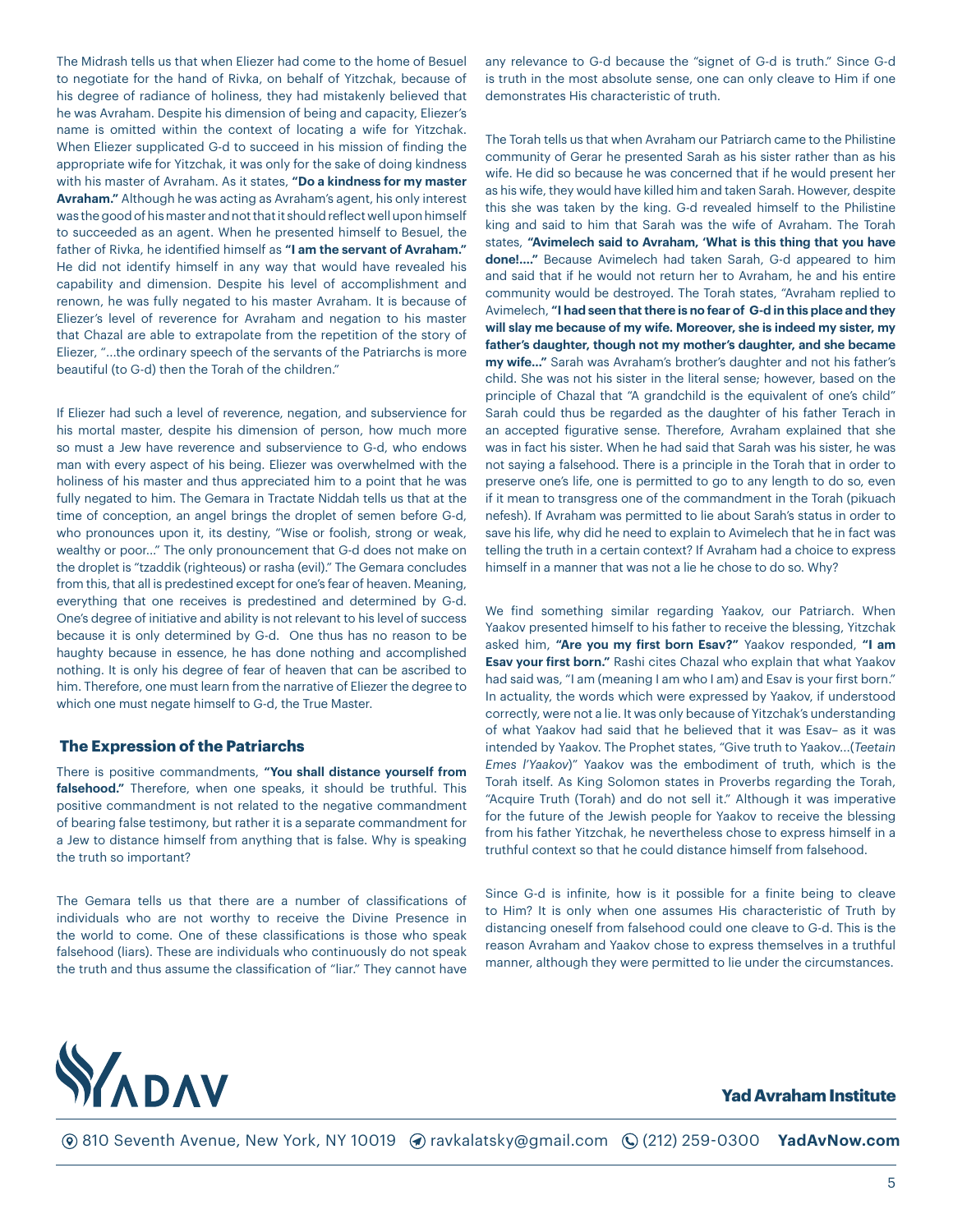The Midrash tells us that when Eliezer had come to the home of Besuel to negotiate for the hand of Rivka, on behalf of Yitzchak, because of his degree of radiance of holiness, they had mistakenly believed that he was Avraham. Despite his dimension of being and capacity, Eliezer's name is omitted within the context of locating a wife for Yitzchak. When Eliezer supplicated G-d to succeed in his mission of finding the appropriate wife for Yitzchak, it was only for the sake of doing kindness with his master of Avraham. As it states, **"Do a kindness for my master Avraham."** Although he was acting as Avraham's agent, his only interest was the good of his master and not that it should reflect well upon himself to succeeded as an agent. When he presented himself to Besuel, the father of Rivka, he identified himself as **"I am the servant of Avraham."** He did not identify himself in any way that would have revealed his capability and dimension. Despite his level of accomplishment and renown, he was fully negated to his master Avraham. It is because of Eliezer's level of reverence for Avraham and negation to his master that Chazal are able to extrapolate from the repetition of the story of Eliezer, "…the ordinary speech of the servants of the Patriarchs is more beautiful (to G-d) then the Torah of the children."

If Eliezer had such a level of reverence, negation, and subservience for his mortal master, despite his dimension of person, how much more so must a Jew have reverence and subservience to G-d, who endows man with every aspect of his being. Eliezer was overwhelmed with the holiness of his master and thus appreciated him to a point that he was fully negated to him. The Gemara in Tractate Niddah tells us that at the time of conception, an angel brings the droplet of semen before G-d, who pronounces upon it, its destiny, "Wise or foolish, strong or weak, wealthy or poor…" The only pronouncement that G-d does not make on the droplet is "tzaddik (righteous) or rasha (evil)." The Gemara concludes from this, that all is predestined except for one's fear of heaven. Meaning, everything that one receives is predestined and determined by G-d. One's degree of initiative and ability is not relevant to his level of success because it is only determined by G-d. One thus has no reason to be haughty because in essence, he has done nothing and accomplished nothing. It is only his degree of fear of heaven that can be ascribed to him. Therefore, one must learn from the narrative of Eliezer the degree to which one must negate himself to G-d, the True Master.

## The Expression of the Patriarchs

There is positive commandments, **"You shall distance yourself from falsehood."** Therefore, when one speaks, it should be truthful. This positive commandment is not related to the negative commandment of bearing false testimony, but rather it is a separate commandment for a Jew to distance himself from anything that is false. Why is speaking the truth so important?

The Gemara tells us that there are a number of classifications of individuals who are not worthy to receive the Divine Presence in the world to come. One of these classifications is those who speak falsehood (liars). These are individuals who continuously do not speak the truth and thus assume the classification of "liar." They cannot have any relevance to G-d because the "signet of G-d is truth." Since G-d is truth in the most absolute sense, one can only cleave to Him if one demonstrates His characteristic of truth.

The Torah tells us that when Avraham our Patriarch came to the Philistine community of Gerar he presented Sarah as his sister rather than as his wife. He did so because he was concerned that if he would present her as his wife, they would have killed him and taken Sarah. However, despite this she was taken by the king. G-d revealed himself to the Philistine king and said to him that Sarah was the wife of Avraham. The Torah states, **"Avimelech said to Avraham, 'What is this thing that you have done!….'"** Because Avimelech had taken Sarah, G-d appeared to him and said that if he would not return her to Avraham, he and his entire community would be destroyed. The Torah states, "Avraham replied to Avimelech, **"I had seen that there is no fear of G-d in this place and they will slay me because of my wife. Moreover, she is indeed my sister, my father's daughter, though not my mother's daughter, and she became my wife…"** Sarah was Avraham's brother's daughter and not his father's child. She was not his sister in the literal sense; however, based on the principle of Chazal that "A grandchild is the equivalent of one's child" Sarah could thus be regarded as the daughter of his father Terach in an accepted figurative sense. Therefore, Avraham explained that she was in fact his sister. When he had said that Sarah was his sister, he was not saying a falsehood. There is a principle in the Torah that in order to preserve one's life, one is permitted to go to any length to do so, even if it mean to transgress one of the commandment in the Torah (pikuach nefesh). If Avraham was permitted to lie about Sarah's status in order to save his life, why did he need to explain to Avimelech that he in fact was telling the truth in a certain context? If Avraham had a choice to express himself in a manner that was not a lie he chose to do so. Why?

We find something similar regarding Yaakov, our Patriarch. When Yaakov presented himself to his father to receive the blessing, Yitzchak asked him, **"Are you my first born Esav?"** Yaakov responded, **"I am Esav your first born."** Rashi cites Chazal who explain that what Yaakov had said was, "I am (meaning I am who I am) and Esav is your first born." In actuality, the words which were expressed by Yaakov, if understood correctly, were not a lie. It was only because of Yitzchak's understanding of what Yaakov had said that he believed that it was Esav– as it was intended by Yaakov. The Prophet states, "Give truth to Yaakov…(*Teetain Emes l'Yaakov*)" Yaakov was the embodiment of truth, which is the Torah itself. As King Solomon states in Proverbs regarding the Torah, "Acquire Truth (Torah) and do not sell it." Although it was imperative for the future of the Jewish people for Yaakov to receive the blessing from his father Yitzchak, he nevertheless chose to express himself in a truthful context so that he could distance himself from falsehood.

Since G-d is infinite, how is it possible for a finite being to cleave to Him? It is only when one assumes His characteristic of Truth by distancing oneself from falsehood could one cleave to G-d. This is the reason Avraham and Yaakov chose to express themselves in a truthful manner, although they were permitted to lie under the circumstances.

YADAV

**Yad Avraham Institute**

810 Seventh Avenue, New York, NY 10019 ravkalatsky@gmail.com (212) 259-0300 **YadAvNow.com**